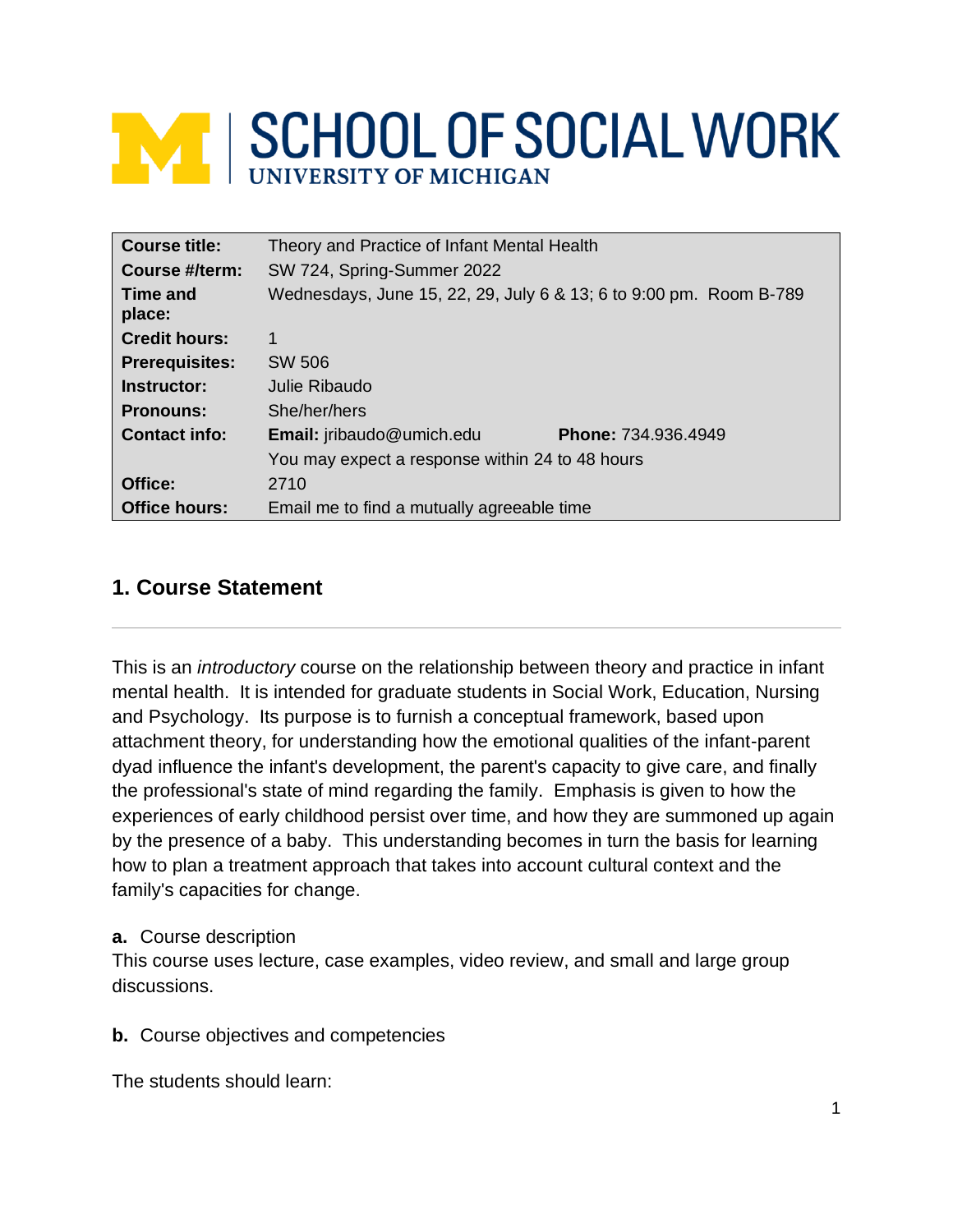# SCHOOL OF SOCIAL WORK
UNIVERSITY OF MICHIGAN

| | |
|---|---|
| **Course title:** | Theory and Practice of Infant Mental Health |
| **Course #/term:** | SW 724, Spring-Summer 2022 |
| **Time and place:** | Wednesdays, June 15, 22, 29, July 6 & 13; 6 to 9:00 pm. Room B-789 |
| **Credit hours:** | 1 |
| **Prerequisites:** | SW 506 |
| **Instructor:** | Julie Ribaudo |
| **Pronouns:** | She/her/hers |
| **Contact info:** | **Email:** jribaudo@umich.edu **Phone:** 734.936.4949 |
| | You may expect a response within 24 to 48 hours |
| **Office:** | 2710 |
| **Office hours:** | Email me to find a mutually agreeable time |

## 1. Course Statement

This is an *introductory* course on the relationship between theory and practice in infant mental health. It is intended for graduate students in Social Work, Education, Nursing and Psychology. Its purpose is to furnish a conceptual framework, based upon attachment theory, for understanding how the emotional qualities of the infant-parent dyad influence the infant's development, the parent's capacity to give care, and finally the professional's state of mind regarding the family. Emphasis is given to how the experiences of early childhood persist over time, and how they are summoned up again by the presence of a baby. This understanding becomes in turn the basis for learning how to plan a treatment approach that takes into account cultural context and the family's capacities for change.

**a.** Course description

This course uses lecture, case examples, video review, and small and large group discussions.

**b.** Course objectives and competencies

The students should learn: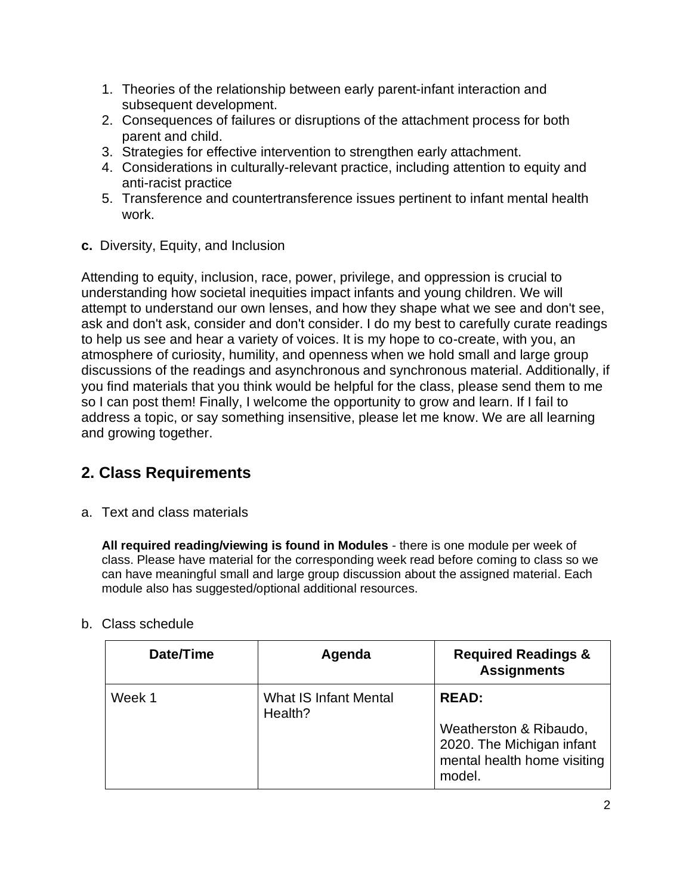1. Theories of the relationship between early parent-infant interaction and subsequent development.
2. Consequences of failures or disruptions of the attachment process for both parent and child.
3. Strategies for effective intervention to strengthen early attachment.
4. Considerations in culturally-relevant practice, including attention to equity and anti-racist practice
5. Transference and countertransference issues pertinent to infant mental health work.

**c.** Diversity, Equity, and Inclusion

Attending to equity, inclusion, race, power, privilege, and oppression is crucial to understanding how societal inequities impact infants and young children. We will attempt to understand our own lenses, and how they shape what we see and don't see, ask and don't ask, consider and don't consider. I do my best to carefully curate readings to help us see and hear a variety of voices. It is my hope to co-create, with you, an atmosphere of curiosity, humility, and openness when we hold small and large group discussions of the readings and asynchronous and synchronous material. Additionally, if you find materials that you think would be helpful for the class, please send them to me so I can post them! Finally, I welcome the opportunity to grow and learn. If I fail to address a topic, or say something insensitive, please let me know. We are all learning and growing together.

## 2. Class Requirements

a. Text and class materials

**All required reading/viewing is found in Modules** - there is one module per week of class. Please have material for the corresponding week read before coming to class so we can have meaningful small and large group discussion about the assigned material. Each module also has suggested/optional additional resources.

b. Class schedule

| Date/Time | Agenda | Required Readings & Assignments |
|---|---|---|
| Week 1 | What IS Infant Mental Health? | **READ:** Weatherston & Ribaudo, 2020. The Michigan infant mental health home visiting model. |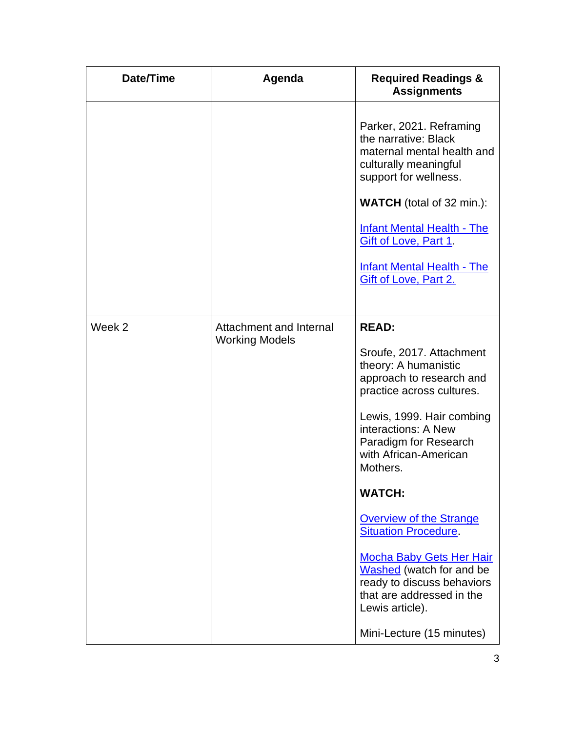| Date/Time | Agenda | Required Readings & Assignments |
| --- | --- | --- |
| | | Parker, 2021. Reframing the narrative: Black maternal mental health and culturally meaningful support for wellness.<br><br>**WATCH** (total of 32 min.):<br><br>Infant Mental Health - The Gift of Love, Part 1.<br><br>Infant Mental Health - The Gift of Love, Part 2. |
| Week 2 | Attachment and Internal Working Models | **READ:**<br><br>Sroufe, 2017. Attachment theory: A humanistic approach to research and practice across cultures.<br><br>Lewis, 1999. Hair combing interactions: A New Paradigm for Research with African-American Mothers.<br><br>**WATCH:**<br><br>Overview of the Strange Situation Procedure.<br><br>Mocha Baby Gets Her Hair Washed (watch for and be ready to discuss behaviors that are addressed in the Lewis article).<br><br>Mini-Lecture (15 minutes) |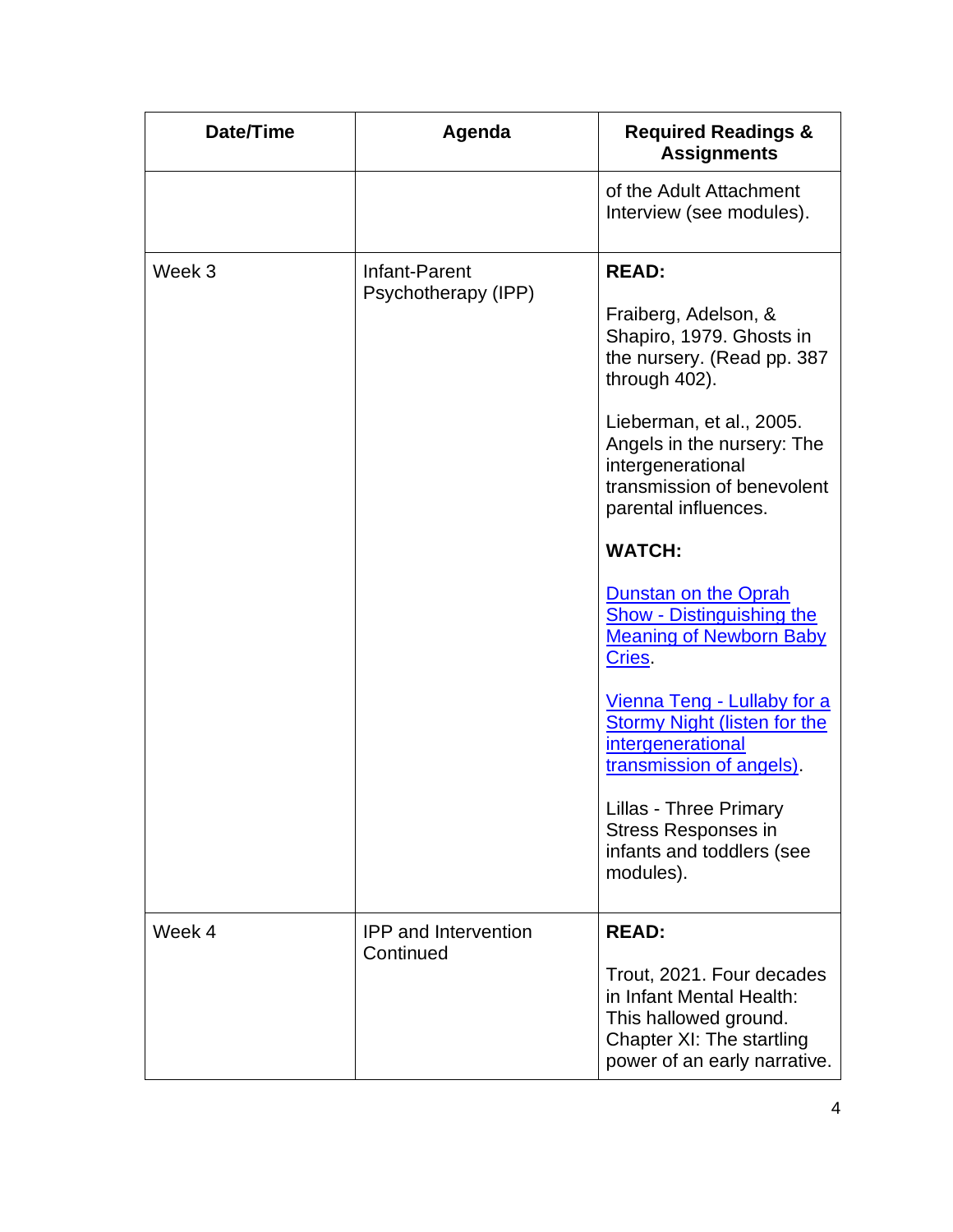| Date/Time | Agenda | Required Readings & Assignments |
|---|---|---|
| | | of the Adult Attachment Interview (see modules). |
| Week 3 | Infant-Parent Psychotherapy (IPP) | **READ:**<br><br>Fraiberg, Adelson, & Shapiro, 1979. Ghosts in the nursery. (Read pp. 387 through 402).<br><br>Lieberman, et al., 2005. Angels in the nursery: The intergenerational transmission of benevolent parental influences.<br><br>**WATCH:**<br><br>Dunstan on the Oprah Show - Distinguishing the Meaning of Newborn Baby Cries.<br><br>Vienna Teng - Lullaby for a Stormy Night (listen for the intergenerational transmission of angels).<br><br>Lillas - Three Primary Stress Responses in infants and toddlers (see modules). |
| Week 4 | IPP and Intervention Continued | **READ:**<br><br>Trout, 2021. Four decades in Infant Mental Health: This hallowed ground. Chapter XI: The startling power of an early narrative. |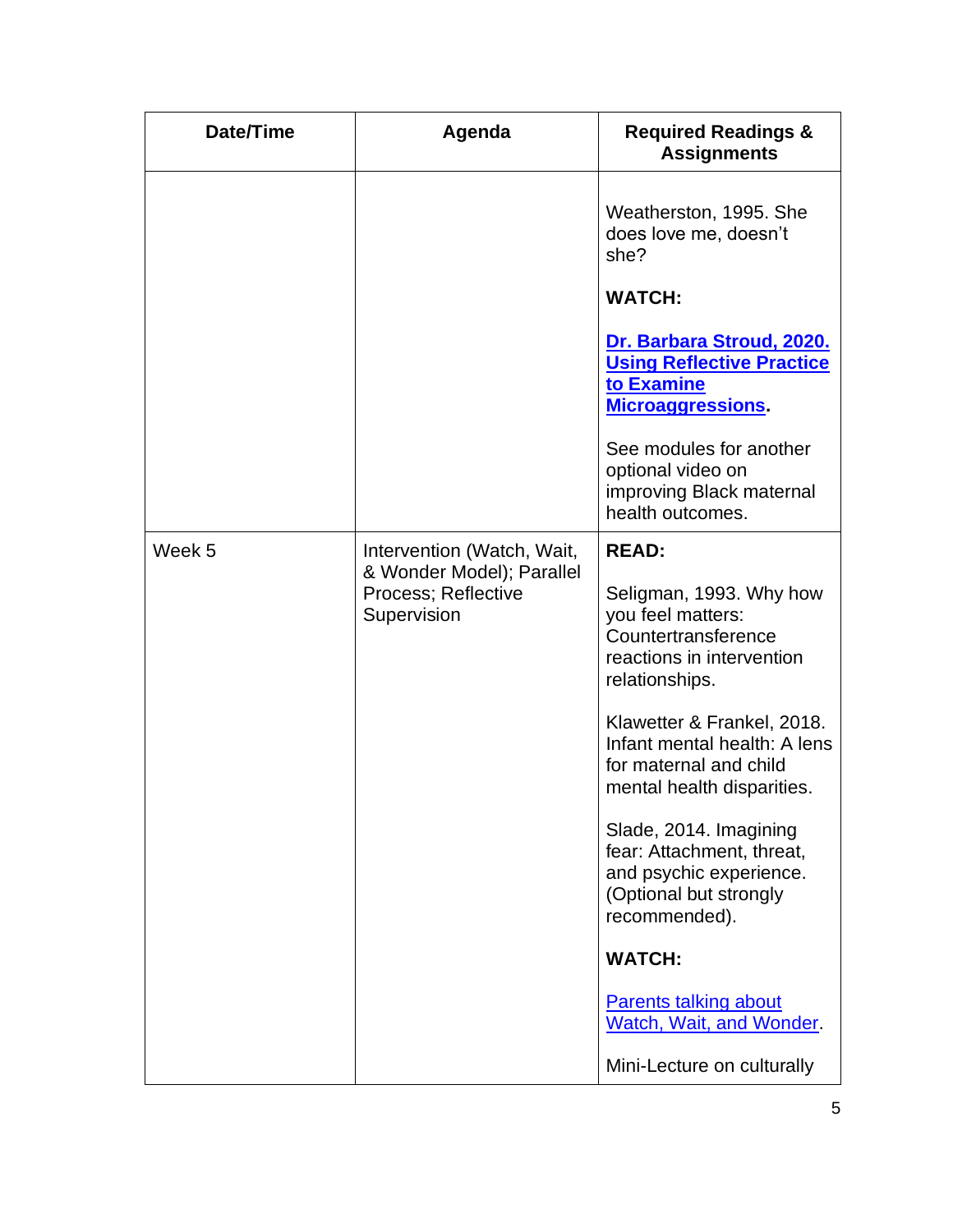| Date/Time | Agenda | Required Readings & Assignments |
|---|---|---|
| | | Weatherston, 1995. She does love me, doesn't she?<br><br>**WATCH:**<br><br>**Dr. Barbara Stroud, 2020. Using Reflective Practice to Examine Microaggressions.**<br><br>See modules for another optional video on improving Black maternal health outcomes. |
| Week 5 | Intervention (Watch, Wait, & Wonder Model); Parallel Process; Reflective Supervision | **READ:**<br><br>Seligman, 1993. Why how you feel matters: Countertransference reactions in intervention relationships.<br><br>Klawetter & Frankel, 2018. Infant mental health: A lens for maternal and child mental health disparities.<br><br>Slade, 2014. Imagining fear: Attachment, threat, and psychic experience. (Optional but strongly recommended).<br><br>**WATCH:**<br><br>Parents talking about Watch, Wait, and Wonder.<br><br>Mini-Lecture on culturally |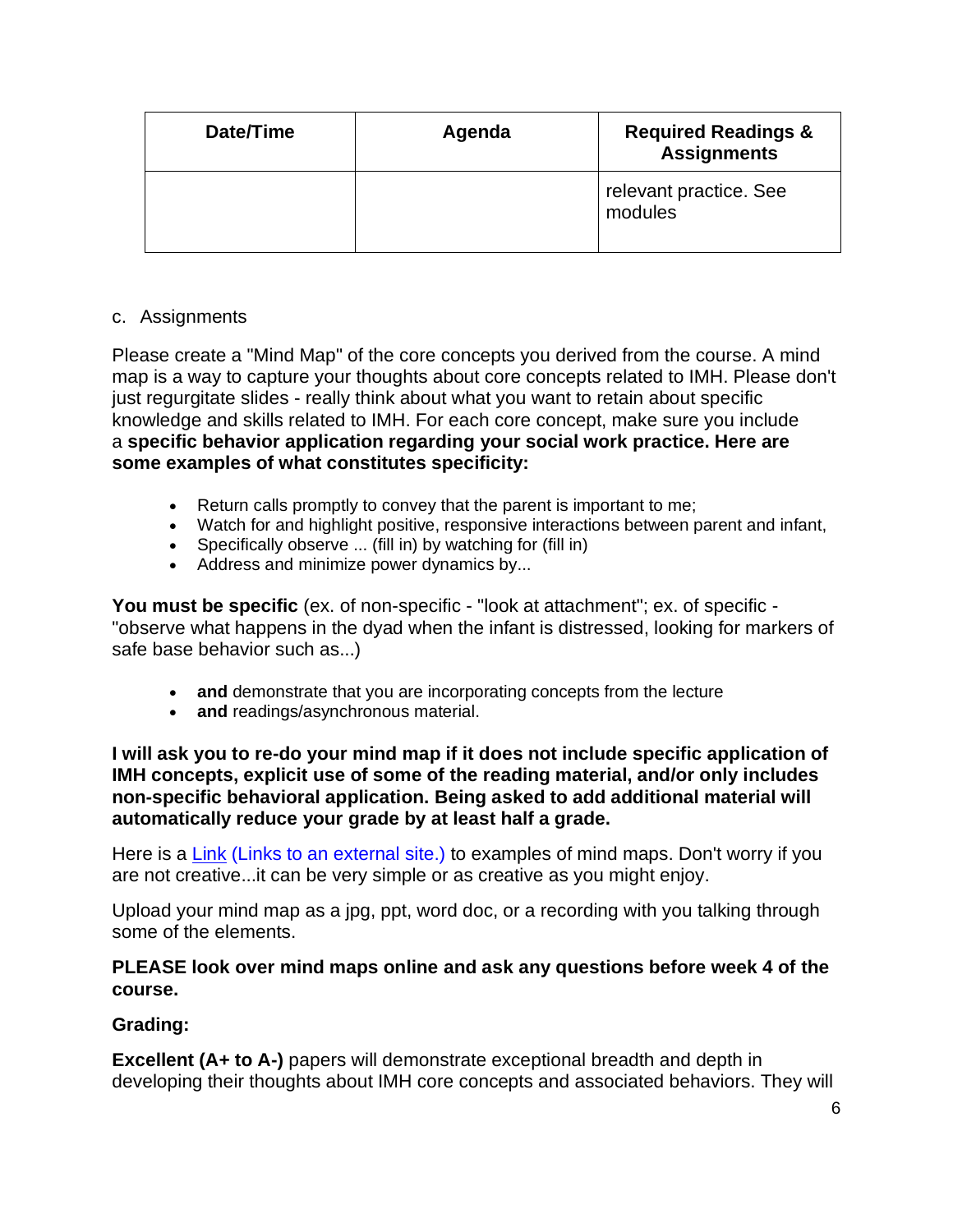| Date/Time | Agenda | Required Readings & Assignments |
|---|---|---|
| | | relevant practice. See modules |

c. Assignments

Please create a "Mind Map" of the core concepts you derived from the course. A mind map is a way to capture your thoughts about core concepts related to IMH. Please don't just regurgitate slides - really think about what you want to retain about specific knowledge and skills related to IMH. For each core concept, make sure you include a **specific behavior application regarding your social work practice. Here are some examples of what constitutes specificity:**

- Return calls promptly to convey that the parent is important to me;
- Watch for and highlight positive, responsive interactions between parent and infant,
- Specifically observe ... (fill in) by watching for (fill in)
- Address and minimize power dynamics by...

**You must be specific** (ex. of non-specific - "look at attachment"; ex. of specific - "observe what happens in the dyad when the infant is distressed, looking for markers of safe base behavior such as...)

- **and** demonstrate that you are incorporating concepts from the lecture
- **and** readings/asynchronous material.

**I will ask you to re-do your mind map if it does not include specific application of IMH concepts, explicit use of some of the reading material, and/or only includes non-specific behavioral application. Being asked to add additional material will automatically reduce your grade by at least half a grade.**

Here is a Link (Links to an external site.) to examples of mind maps. Don't worry if you are not creative...it can be very simple or as creative as you might enjoy.

Upload your mind map as a jpg, ppt, word doc, or a recording with you talking through some of the elements.

**PLEASE look over mind maps online and ask any questions before week 4 of the course.**

**Grading:**

**Excellent (A+ to A-)** papers will demonstrate exceptional breadth and depth in developing their thoughts about IMH core concepts and associated behaviors. They will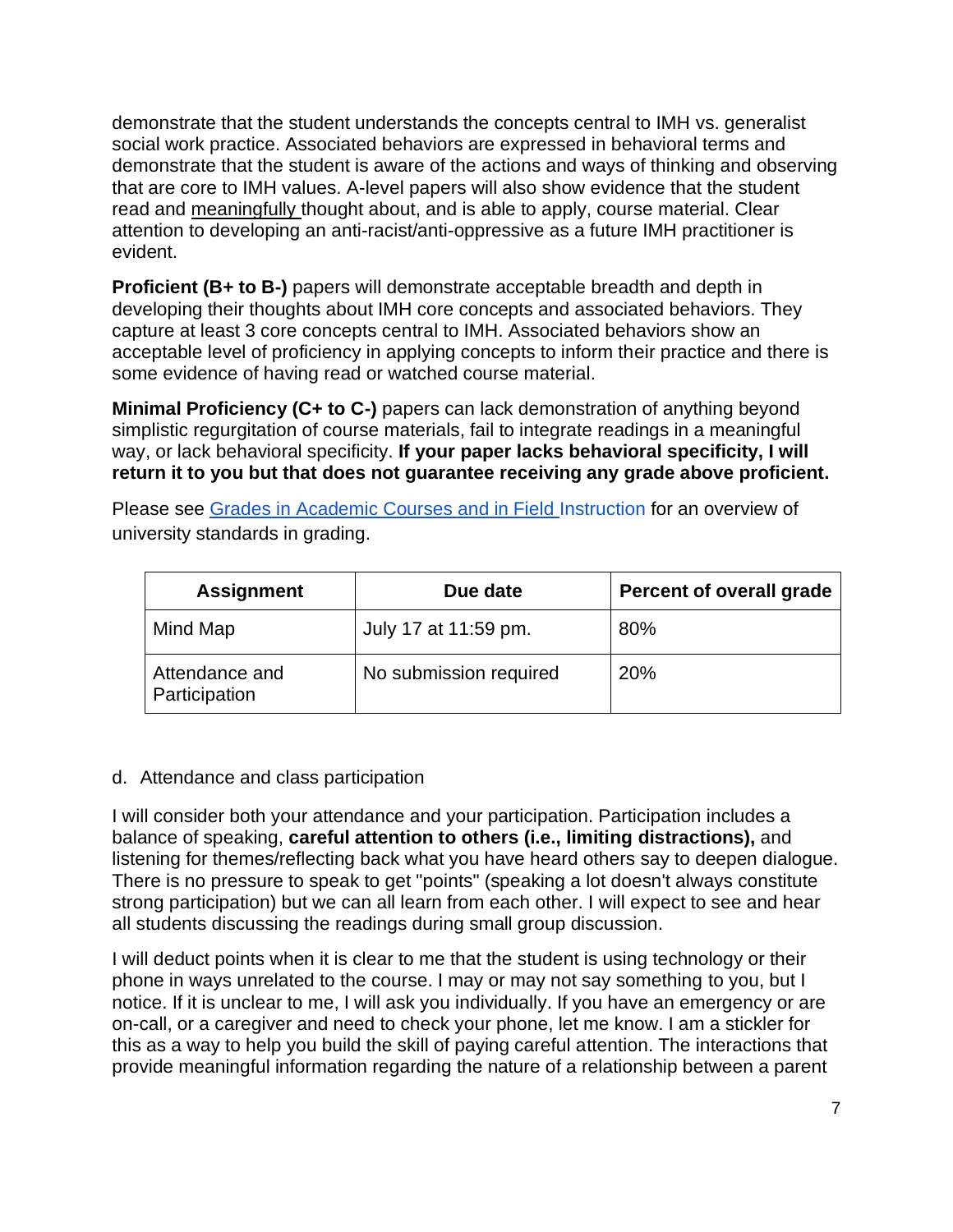demonstrate that the student understands the concepts central to IMH vs. generalist social work practice. Associated behaviors are expressed in behavioral terms and demonstrate that the student is aware of the actions and ways of thinking and observing that are core to IMH values. A-level papers will also show evidence that the student read and <u>meaningfully</u> thought about, and is able to apply, course material. Clear attention to developing an anti-racist/anti-oppressive as a future IMH practitioner is evident.

**Proficient (B+ to B-)** papers will demonstrate acceptable breadth and depth in developing their thoughts about IMH core concepts and associated behaviors. They capture at least 3 core concepts central to IMH. Associated behaviors show an acceptable level of proficiency in applying concepts to inform their practice and there is some evidence of having read or watched course material.

**Minimal Proficiency (C+ to C-)** papers can lack demonstration of anything beyond simplistic regurgitation of course materials, fail to integrate readings in a meaningful way, or lack behavioral specificity. **If your paper lacks behavioral specificity, I will return it to you but that does not guarantee receiving any grade above proficient.**

Please see [Grades in Academic Courses and in Field Instruction] for an overview of university standards in grading.

| Assignment | Due date | Percent of overall grade |
|---|---|---|
| Mind Map | July 17 at 11:59 pm. | 80% |
| Attendance and Participation | No submission required | 20% |

d. Attendance and class participation

I will consider both your attendance and your participation. Participation includes a balance of speaking, **careful attention to others (i.e., limiting distractions),** and listening for themes/reflecting back what you have heard others say to deepen dialogue. There is no pressure to speak to get "points" (speaking a lot doesn't always constitute strong participation) but we can all learn from each other. I will expect to see and hear all students discussing the readings during small group discussion.

I will deduct points when it is clear to me that the student is using technology or their phone in ways unrelated to the course. I may or may not say something to you, but I notice. If it is unclear to me, I will ask you individually. If you have an emergency or are on-call, or a caregiver and need to check your phone, let me know. I am a stickler for this as a way to help you build the skill of paying careful attention. The interactions that provide meaningful information regarding the nature of a relationship between a parent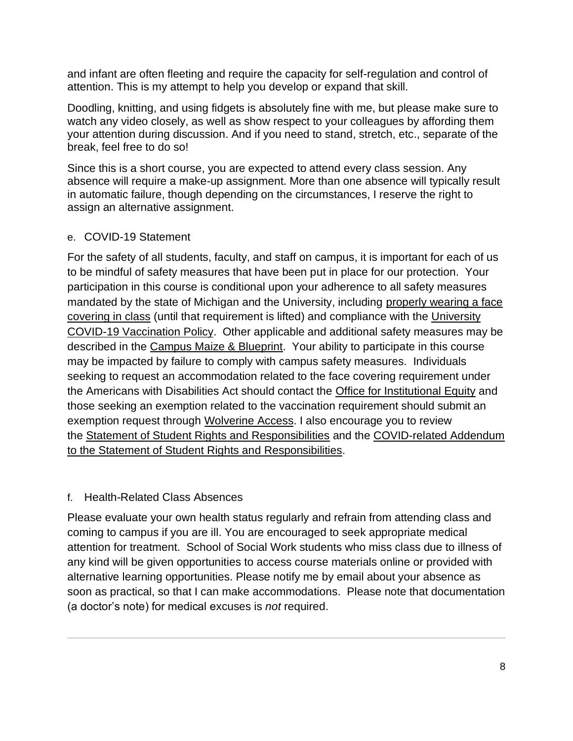and infant are often fleeting and require the capacity for self-regulation and control of attention. This is my attempt to help you develop or expand that skill.

Doodling, knitting, and using fidgets is absolutely fine with me, but please make sure to watch any video closely, as well as show respect to your colleagues by affording them your attention during discussion. And if you need to stand, stretch, etc., separate of the break, feel free to do so!

Since this is a short course, you are expected to attend every class session. Any absence will require a make-up assignment. More than one absence will typically result in automatic failure, though depending on the circumstances, I reserve the right to assign an alternative assignment.

### e. COVID-19 Statement

For the safety of all students, faculty, and staff on campus, it is important for each of us to be mindful of safety measures that have been put in place for our protection. Your participation in this course is conditional upon your adherence to all safety measures mandated by the state of Michigan and the University, including properly wearing a face covering in class (until that requirement is lifted) and compliance with the University COVID-19 Vaccination Policy. Other applicable and additional safety measures may be described in the Campus Maize & Blueprint. Your ability to participate in this course may be impacted by failure to comply with campus safety measures. Individuals seeking to request an accommodation related to the face covering requirement under the Americans with Disabilities Act should contact the Office for Institutional Equity and those seeking an exemption related to the vaccination requirement should submit an exemption request through Wolverine Access. I also encourage you to review the Statement of Student Rights and Responsibilities and the COVID-related Addendum to the Statement of Student Rights and Responsibilities.

### f. Health-Related Class Absences

Please evaluate your own health status regularly and refrain from attending class and coming to campus if you are ill. You are encouraged to seek appropriate medical attention for treatment. School of Social Work students who miss class due to illness of any kind will be given opportunities to access course materials online or provided with alternative learning opportunities. Please notify me by email about your absence as soon as practical, so that I can make accommodations. Please note that documentation (a doctor's note) for medical excuses is *not* required.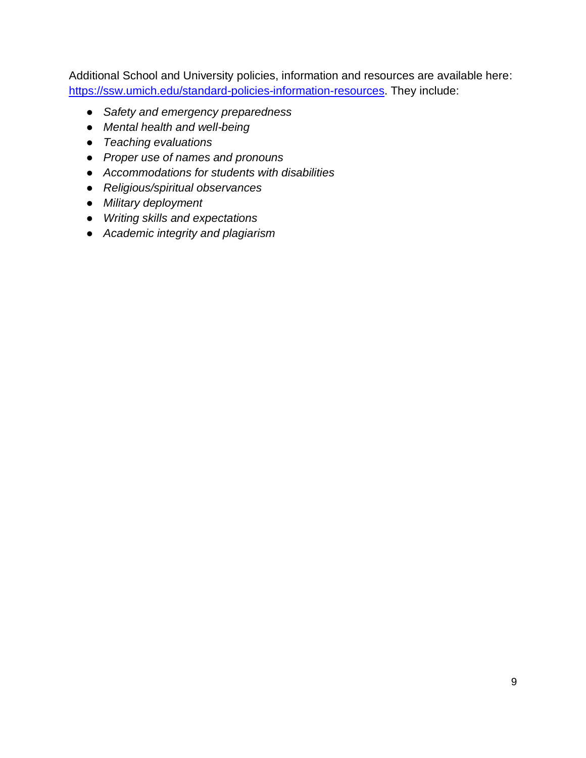Additional School and University policies, information and resources are available here: [https://ssw.umich.edu/standard-policies-information-resources](https://ssw.umich.edu/standard-policies-information-resources). They include:

- *Safety and emergency preparedness*
- *Mental health and well-being*
- *Teaching evaluations*
- *Proper use of names and pronouns*
- *Accommodations for students with disabilities*
- *Religious/spiritual observances*
- *Military deployment*
- *Writing skills and expectations*
- *Academic integrity and plagiarism*